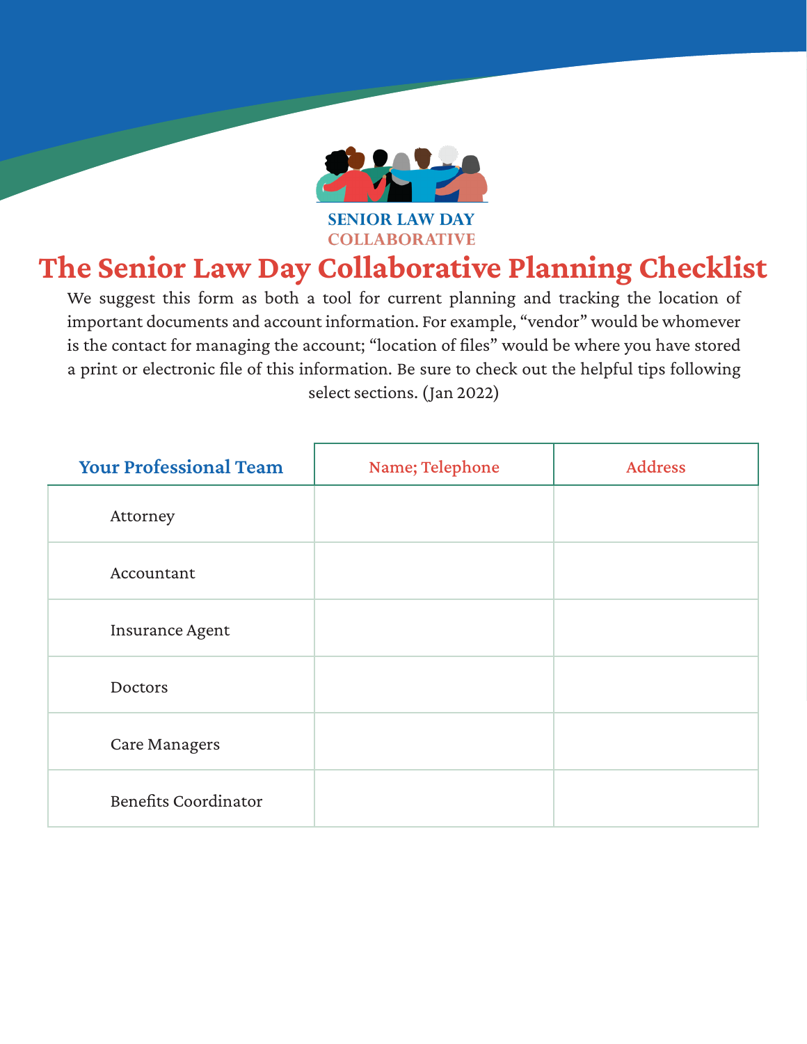SENIOR LAW DAY
COLLABORATIVE

# The Senior Law Day Collaborative Planning Checklist

We suggest this form as both a tool for current planning and tracking the location of important documents and account information. For example, “vendor” would be whomever is the contact for managing the account; “location of files” would be where you have stored a print or electronic file of this information. Be sure to check out the helpful tips following select sections. (Jan 2022)

| Your Professional Team | Name; Telephone | Address |
|---|---|---|
| Attorney | | |
| Accountant | | |
| Insurance Agent | | |
| Doctors | | |
| Care Managers | | |
| Benefits Coordinator | | |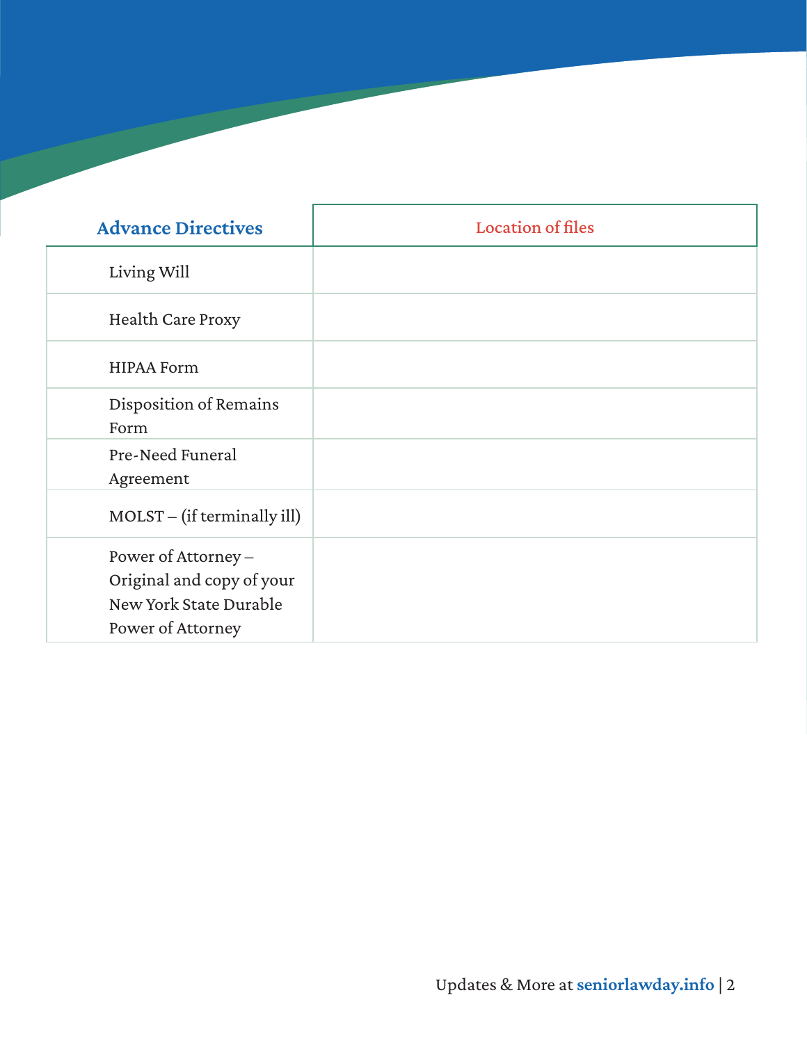| Advance Directives | Location of files |
|---|---|
| Living Will | |
| Health Care Proxy | |
| HIPAA Form | |
| Disposition of Remains Form | |
| Pre-Need Funeral Agreement | |
| MOLST – (if terminally ill) | |
| Power of Attorney – Original and copy of your New York State Durable Power of Attorney | |

Updates & More at **seniorlawday.info**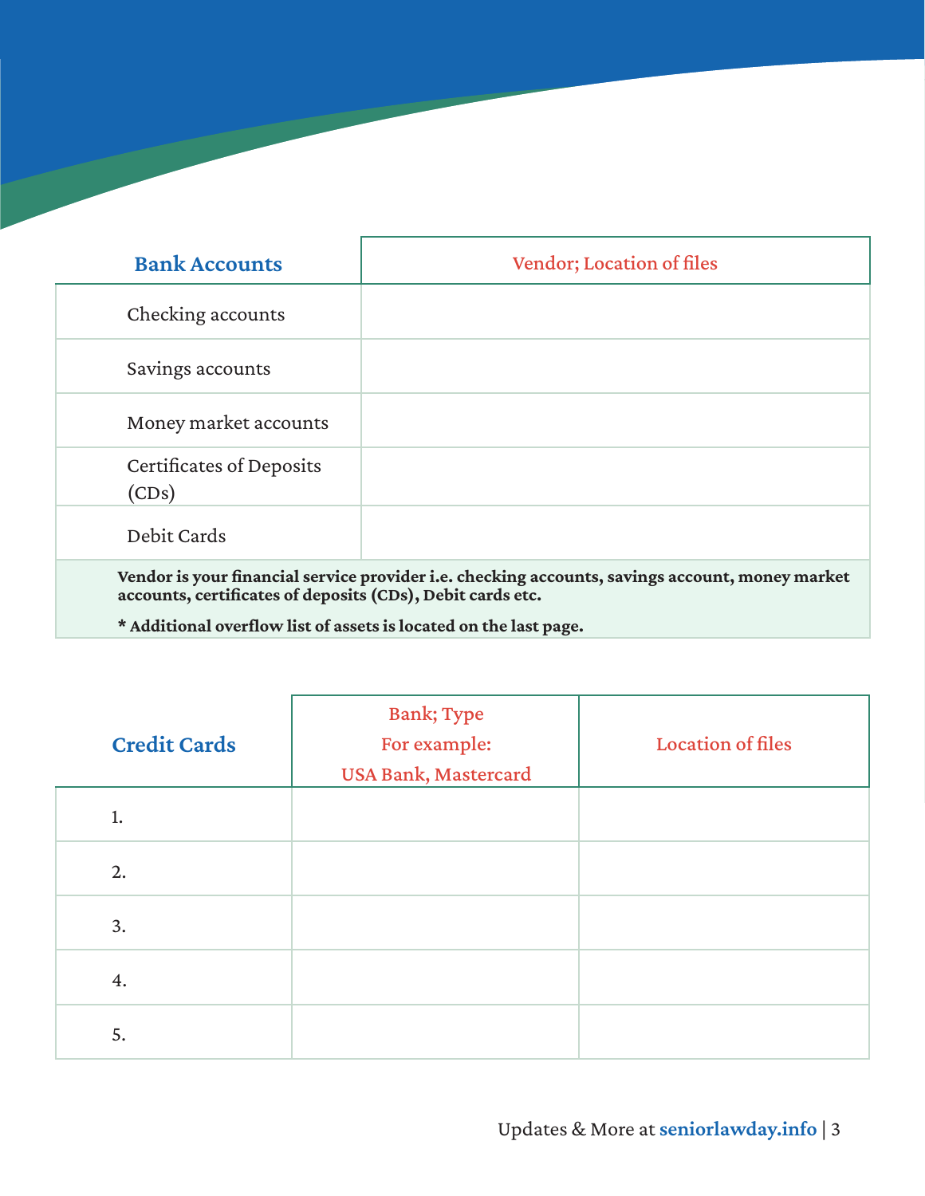| Bank Accounts | Vendor; Location of files |
|---|---|
| Checking accounts | |
| Savings accounts | |
| Money market accounts | |
| Certificates of Deposits (CDs) | |
| Debit Cards | |

**Vendor is your financial service provider i.e. checking accounts, savings account, money market accounts, certificates of deposits (CDs), Debit cards etc.**

*** Additional overflow list of assets is located on the last page.**

| Credit Cards | Bank; Type For example: USA Bank, Mastercard | Location of files |
|---|---|---|
| 1. | | |
| 2. | | |
| 3. | | |
| 4. | | |
| 5. | | |

Updates & More at **seniorlawday.info**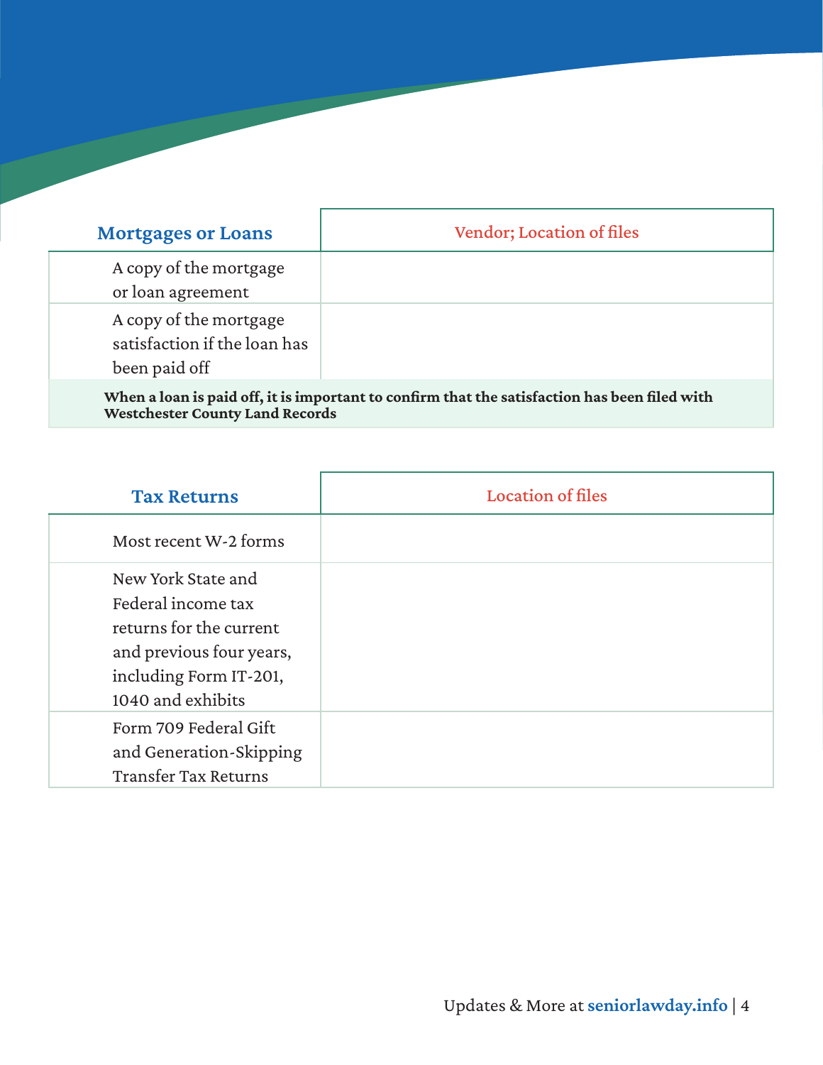| Mortgages or Loans | Vendor; Location of files |
| --- | --- |
| A copy of the mortgage or loan agreement | |
| A copy of the mortgage satisfaction if the loan has been paid off | |

**When a loan is paid off, it is important to confirm that the satisfaction has been filed with Westchester County Land Records**

| Tax Returns | Location of files |
| --- | --- |
| Most recent W-2 forms | |
| New York State and Federal income tax returns for the current and previous four years, including Form IT-201, 1040 and exhibits | |
| Form 709 Federal Gift and Generation-Skipping Transfer Tax Returns | |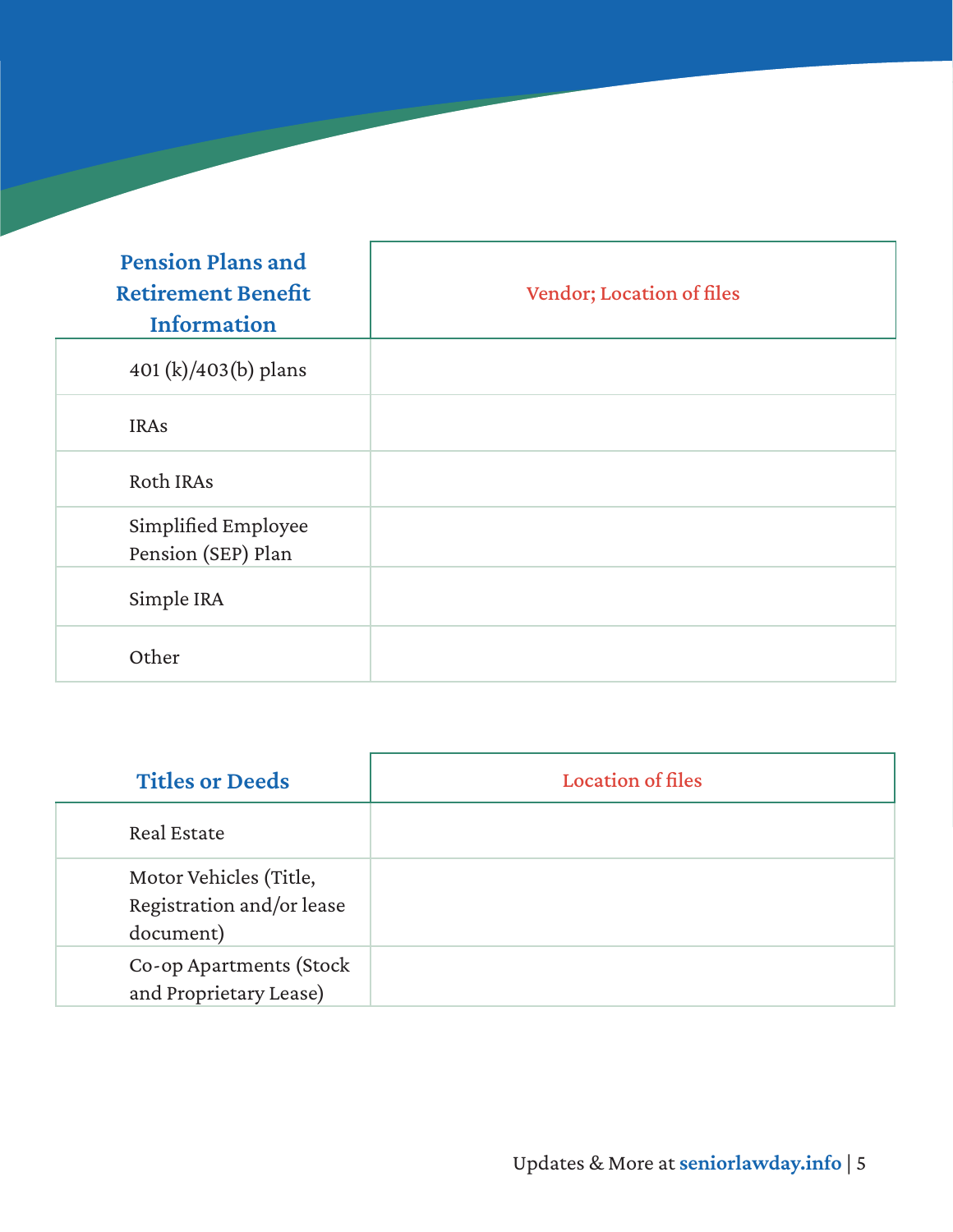| Pension Plans and Retirement Benefit Information | Vendor; Location of files |
|---|---|
| 401 (k)/403(b) plans | |
| IRAs | |
| Roth IRAs | |
| Simplified Employee Pension (SEP) Plan | |
| Simple IRA | |
| Other | |

| Titles or Deeds | Location of files |
|---|---|
| Real Estate | |
| Motor Vehicles (Title, Registration and/or lease document) | |
| Co-op Apartments (Stock and Proprietary Lease) | |

Updates & More at **seniorlawday.info**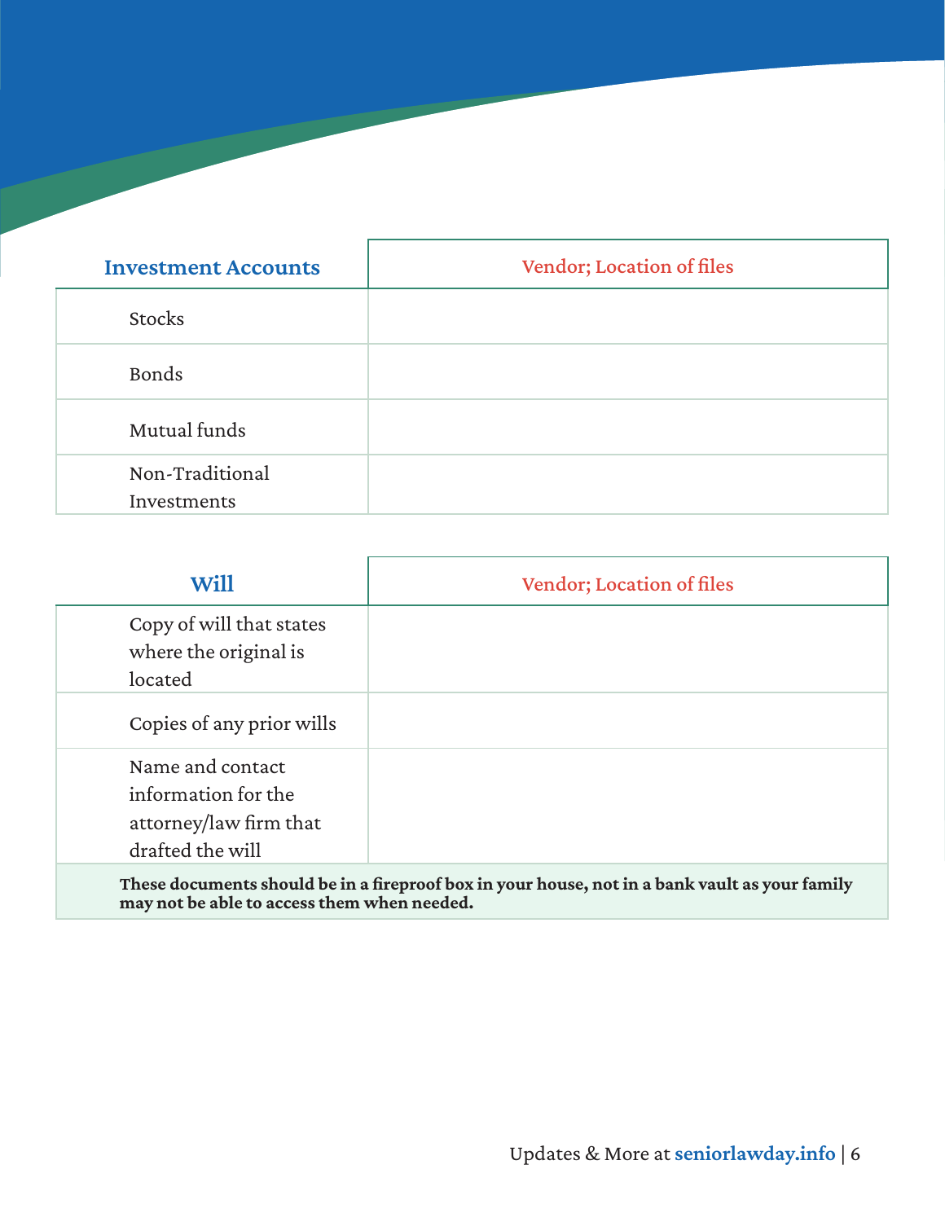| Investment Accounts | Vendor; Location of files |
| --- | --- |
| Stocks | |
| Bonds | |
| Mutual funds | |
| Non-Traditional Investments | |

| Will | Vendor; Location of files |
| --- | --- |
| Copy of will that states where the original is located | |
| Copies of any prior wills | |
| Name and contact information for the attorney/law firm that drafted the will | |
| **These documents should be in a fireproof box in your house, not in a bank vault as your family may not be able to access them when needed.** | |

Updates & More at **seniorlawday.info**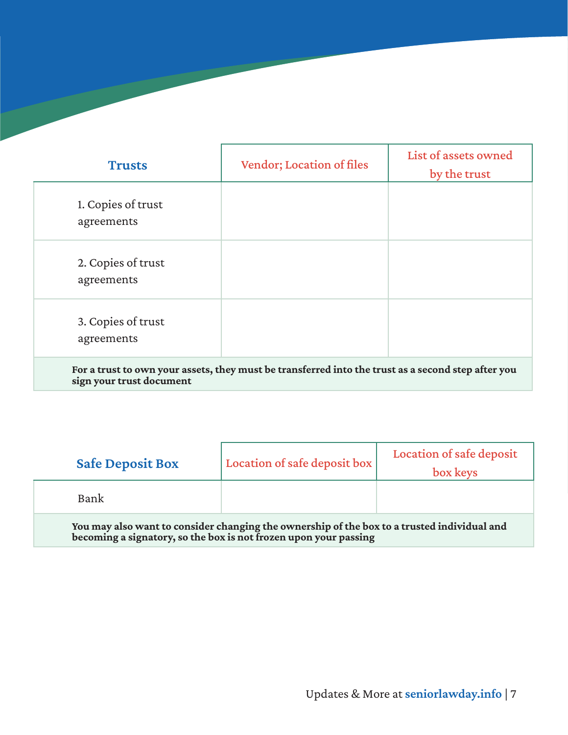| **Trusts** | Vendor; Location of files | List of assets owned by the trust |
|---|---|---|
| 1. Copies of trust agreements | | |
| 2. Copies of trust agreements | | |
| 3. Copies of trust agreements | | |

**For a trust to own your assets, they must be transferred into the trust as a second step after you sign your trust document**

| **Safe Deposit Box** | Location of safe deposit box | Location of safe deposit box keys |
|---|---|---|
| Bank | | |

**You may also want to consider changing the ownership of the box to a trusted individual and becoming a signatory, so the box is not frozen upon your passing**

Updates & More at **seniorlawday.info**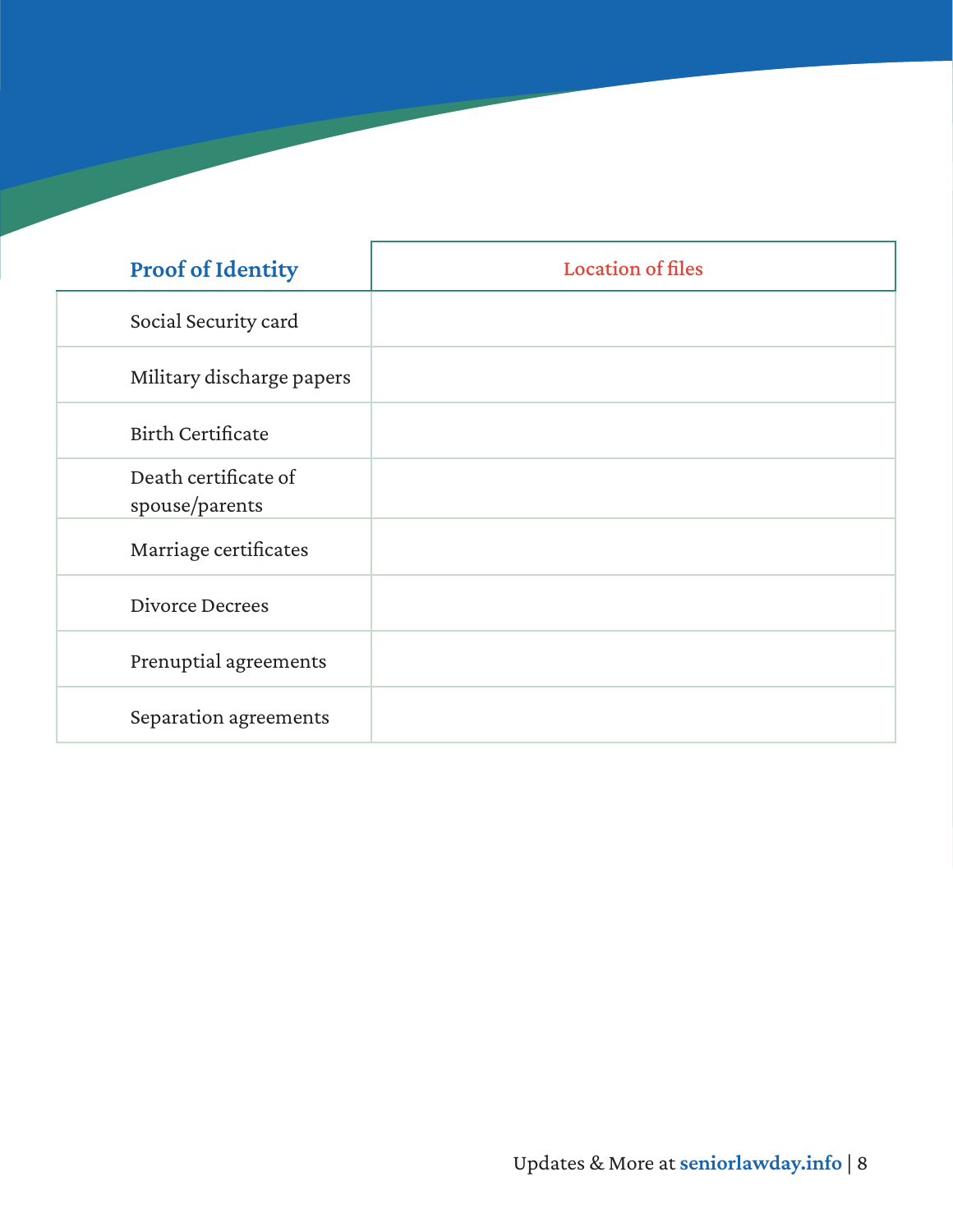| Proof of Identity | Location of files |
|---|---|
| Social Security card | |
| Military discharge papers | |
| Birth Certificate | |
| Death certificate of spouse/parents | |
| Marriage certificates | |
| Divorce Decrees | |
| Prenuptial agreements | |
| Separation agreements | |

Updates & More at **seniorlawday.info**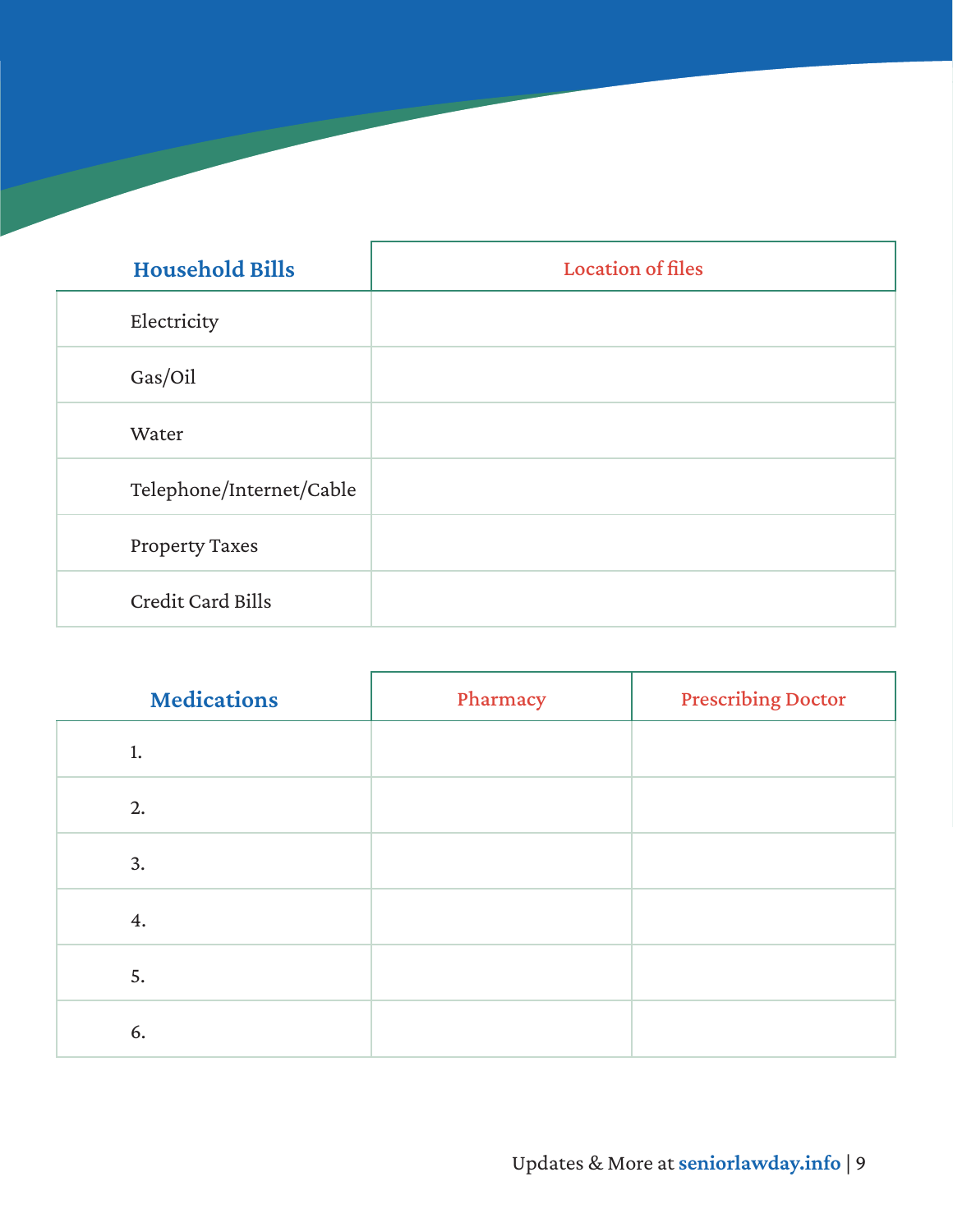| Household Bills | Location of files |
| --- | --- |
| Electricity | |
| Gas/Oil | |
| Water | |
| Telephone/Internet/Cable | |
| Property Taxes | |
| Credit Card Bills | |

| Medications | Pharmacy | Prescribing Doctor |
| --- | --- | --- |
| 1. | | |
| 2. | | |
| 3. | | |
| 4. | | |
| 5. | | |
| 6. | | |

Updates & More at **seniorlawday.info**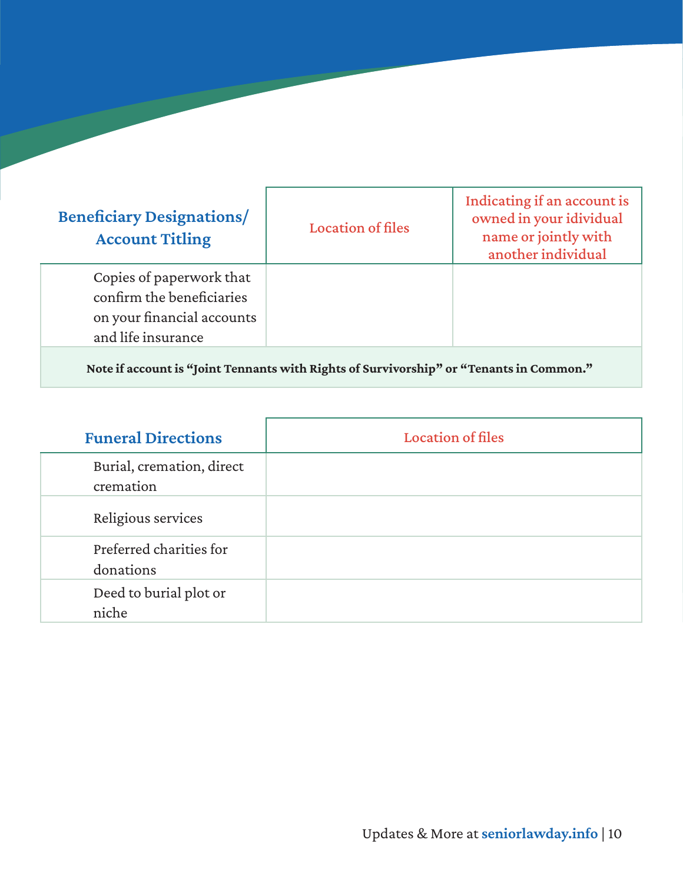| Beneficiary Designations/ Account Titling | Location of files | Indicating if an account is owned in your idividual name or jointly with another individual |
|---|---|---|
| Copies of paperwork that confirm the beneficiaries on your financial accounts and life insurance | | |
| **Note if account is "Joint Tennants with Rights of Survivorship" or "Tenants in Common."** | | |

| Funeral Directions | Location of files |
|---|---|
| Burial, cremation, direct cremation | |
| Religious services | |
| Preferred charities for donations | |
| Deed to burial plot or niche | |

Updates & More at **seniorlawday.info**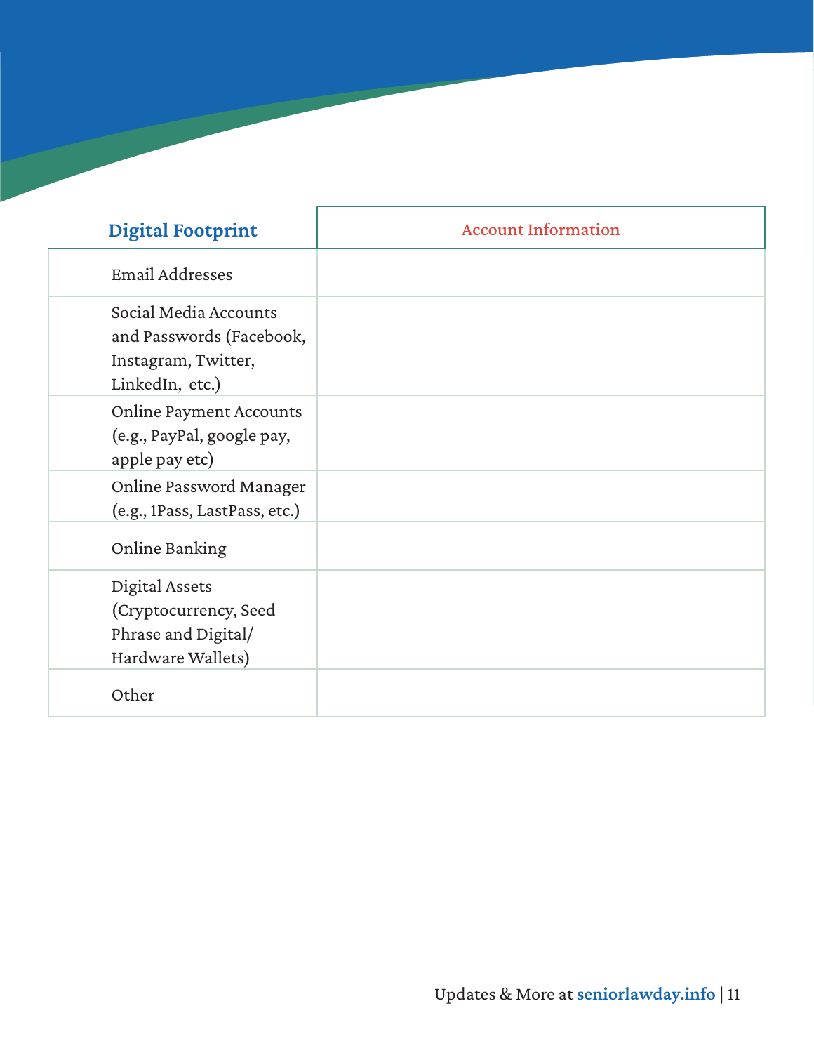| Digital Footprint | Account Information |
|---|---|
| Email Addresses | |
| Social Media Accounts and Passwords (Facebook, Instagram, Twitter, LinkedIn, etc.) | |
| Online Payment Accounts (e.g., PayPal, google pay, apple pay etc) | |
| Online Password Manager (e.g., 1Pass, LastPass, etc.) | |
| Online Banking | |
| Digital Assets (Cryptocurrency, Seed Phrase and Digital/ Hardware Wallets) | |
| Other | |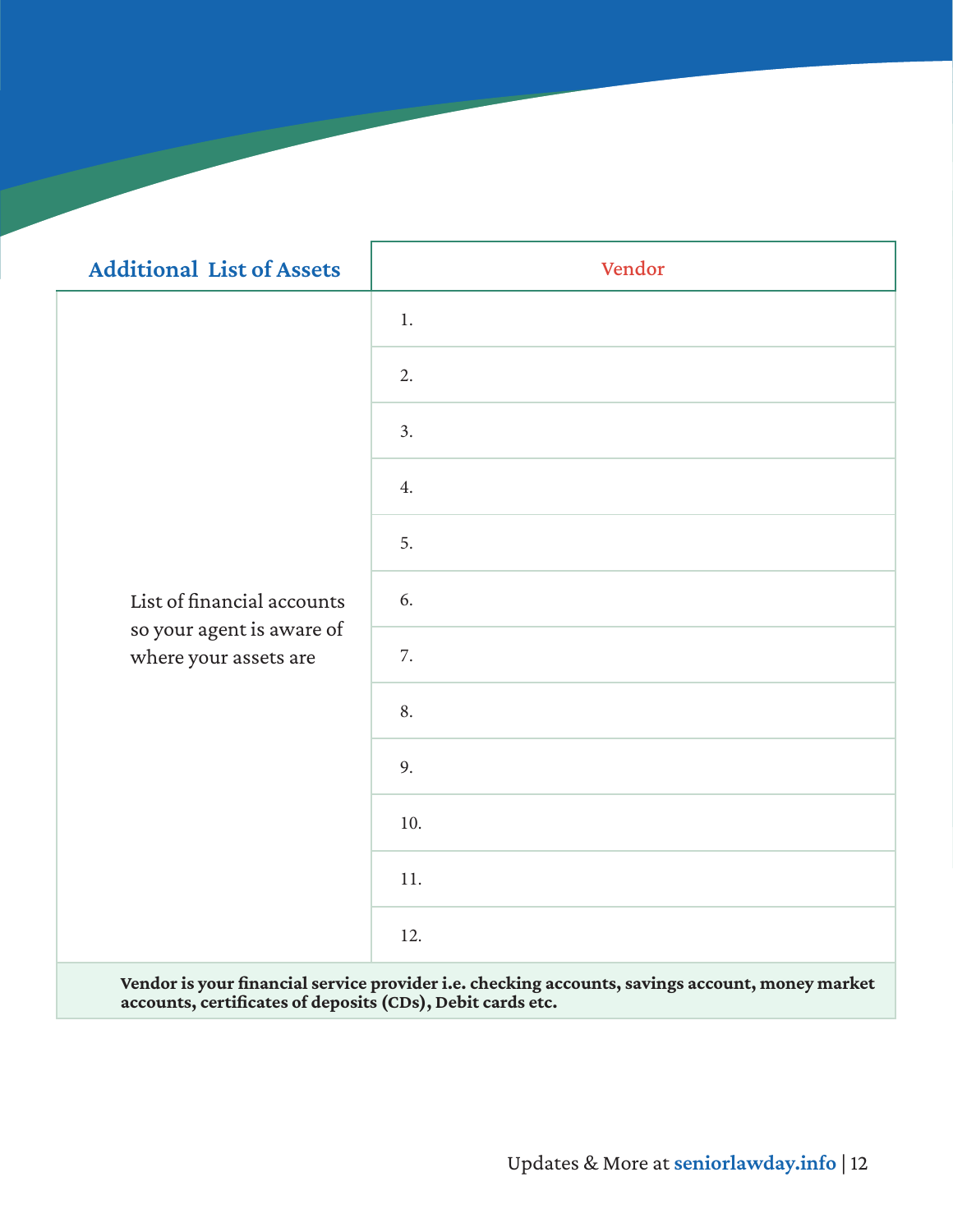| Additional List of Assets | Vendor |
|---|---|
| List of financial accounts so your agent is aware of where your assets are | 1. |
| | 2. |
| | 3. |
| | 4. |
| | 5. |
| | 6. |
| | 7. |
| | 8. |
| | 9. |
| | 10. |
| | 11. |
| | 12. |

**Vendor is your financial service provider i.e. checking accounts, savings account, money market accounts, certificates of deposits (CDs), Debit cards etc.**

Updates & More at **seniorlawday.info**